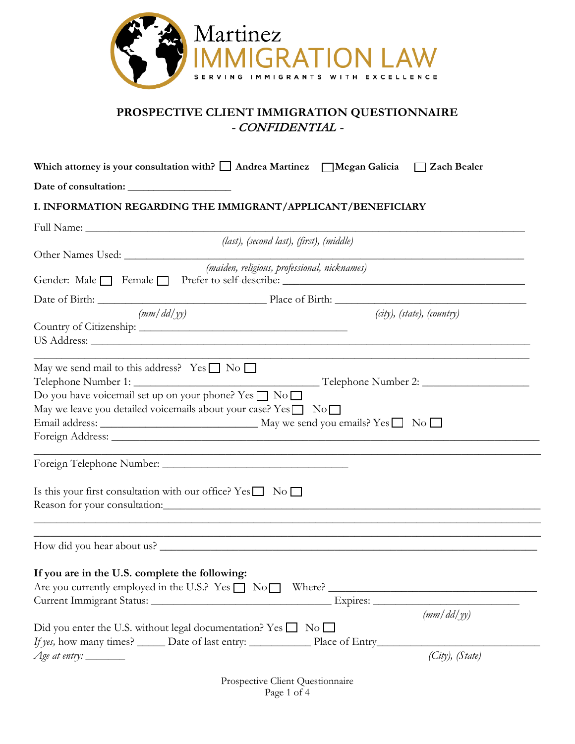Martinez
IMMIGRATION LAW
SERVING IMMIGRANTS WITH EXCELLENCE

## PROSPECTIVE CLIENT IMMIGRATION QUESTIONNAIRE
### - *CONFIDENTIAL* -

**Which attorney is your consultation with?** ☐ **Andrea Martinez** ☐ **Megan Galicia** ☐ **Zach Bealer**

**Date of consultation:** ___________________

### I. INFORMATION REGARDING THE IMMIGRANT/APPLICANT/BENEFICIARY

Full Name: ___________________________________________________________________________
*(last), (second last), (first), (middle)*

Other Names Used: _____________________________________________________________________
*(maiden, religious, professional, nicknames)*

Gender: Male ☐ Female ☐ Prefer to self-describe: ________________________________________

Date of Birth: _____________________________ Place of Birth: ___________________________________
*(mm/dd/yy)* *(city), (state), (country)*

Country of Citizenship: ______________________________________

US Address: ______________________________________________________________________________

___________________________________________________________________________________________

May we send mail to this address? Yes ☐ No ☐

Telephone Number 1: _________________________________ Telephone Number 2: ___________________

Do you have voicemail set up on your phone? Yes ☐ No ☐

May we leave you detailed voicemails about your case? Yes ☐ No ☐

Email address: ____________________________ May we send you emails? Yes ☐ No ☐

Foreign Address: ___________________________________________________________________________

___________________________________________________________________________________________

Foreign Telephone Number: __________________________________

Is this your first consultation with our office? Yes ☐ No ☐

Reason for your consultation:________________________________________________________________

___________________________________________________________________________________________

___________________________________________________________________________________________

How did you hear about us? _________________________________________________________________

**If you are in the U.S. complete the following:**

Are you currently employed in the U.S.? Yes ☐ No ☐ Where? _____________________________________

Current Immigrant Status: _________________________________ Expires: __________________________
*(mm/dd/yy)*

Did you enter the U.S. without legal documentation? Yes ☐ No ☐

*If yes,* how many times? _____ Date of last entry: ___________ Place of Entry_____________________________
*(City), (State)*

*Age at entry:* _______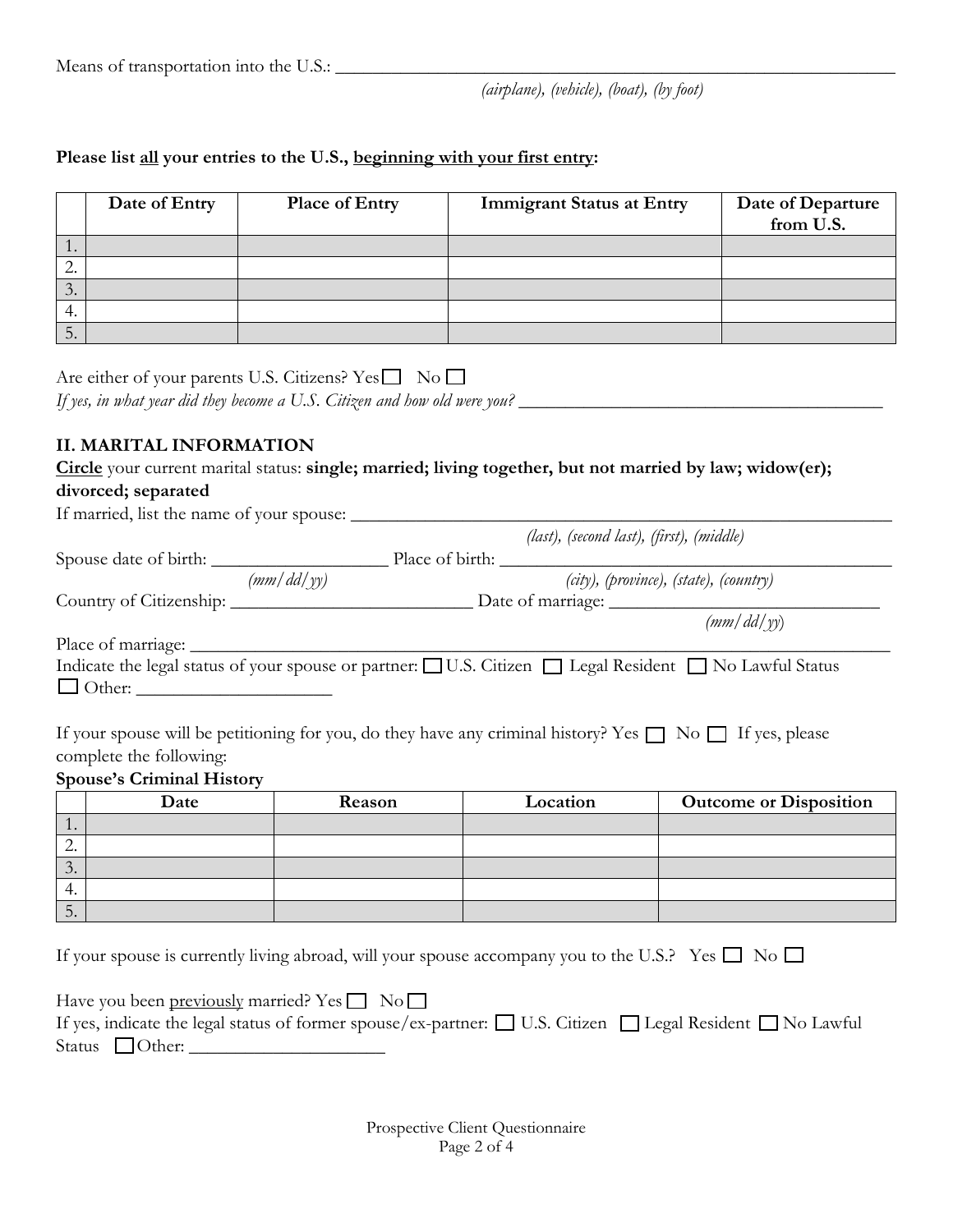Means of transportation into the U.S.: ___________________________________________

*(airplane), (vehicle), (boat), (by foot)*

**Please list all your entries to the U.S., beginning with your first entry:**

| | Date of Entry | Place of Entry | Immigrant Status at Entry | Date of Departure from U.S. |
|---|---|---|---|---|
| 1. | | | | |
| 2. | | | | |
| 3. | | | | |
| 4. | | | | |
| 5. | | | | |

Are either of your parents U.S. Citizens? Yes ☐ No ☐

*If yes, in what year did they become a U.S. Citizen and how old were you?* ___________________________

## II. MARITAL INFORMATION

**Circle** your current marital status: **single; married; living together, but not married by law; widow(er); divorced; separated**

If married, list the name of your spouse: ___________________________________________

*(last), (second last), (first), (middle)*

Spouse date of birth: ________________ Place of birth: ___________________________________

*(mm/dd/yy)* *(city), (province), (state), (country)*

Country of Citizenship: ______________________ Date of marriage: _________________________

*(mm/dd/yy)*

Place of marriage: _____________________________________________________________

Indicate the legal status of your spouse or partner: ☐ U.S. Citizen ☐ Legal Resident ☐ No Lawful Status ☐ Other: ________________

If your spouse will be petitioning for you, do they have any criminal history? Yes ☐ No ☐ If yes, please complete the following:

**Spouse's Criminal History**

| | Date | Reason | Location | Outcome or Disposition |
|---|---|---|---|---|
| 1. | | | | |
| 2. | | | | |
| 3. | | | | |
| 4. | | | | |
| 5. | | | | |

If your spouse is currently living abroad, will your spouse accompany you to the U.S.? Yes ☐ No ☐

Have you been previously married? Yes ☐ No ☐

If yes, indicate the legal status of former spouse/ex-partner: ☐ U.S. Citizen ☐ Legal Resident ☐ No Lawful Status ☐ Other: ________________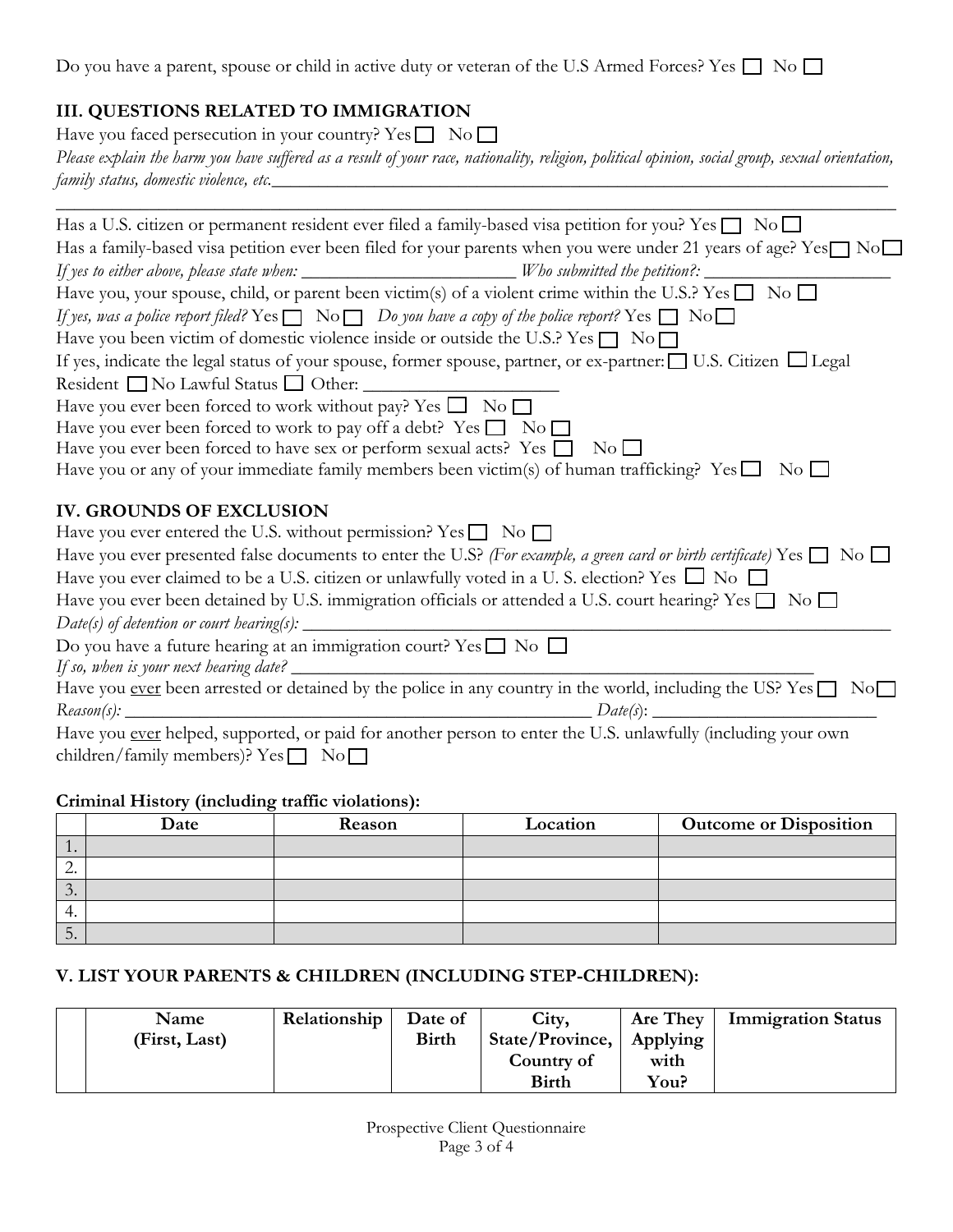Do you have a parent, spouse or child in active duty or veteran of the U.S Armed Forces? Yes ☐ No ☐

## III. QUESTIONS RELATED TO IMMIGRATION

Have you faced persecution in your country? Yes ☐ No ☐

*Please explain the harm you have suffered as a result of your race, nationality, religion, political opinion, social group, sexual orientation, family status, domestic violence, etc.*\_\_\_\_\_\_\_\_\_\_\_\_\_\_\_\_\_\_\_\_\_\_\_\_\_\_\_\_\_\_\_\_\_\_\_\_\_\_\_\_\_\_\_\_\_\_\_\_\_\_\_\_\_\_\_\_\_\_\_\_\_\_\_\_\_\_\_\_\_\_\_\_

\_\_\_\_\_\_\_\_\_\_\_\_\_\_\_\_\_\_\_\_\_\_\_\_\_\_\_\_\_\_\_\_\_\_\_\_\_\_\_\_\_\_\_\_\_\_\_\_\_\_\_\_\_\_\_\_\_\_\_\_\_\_\_\_\_\_\_\_\_\_\_\_\_\_\_\_\_\_\_\_\_\_\_\_\_\_\_\_\_\_\_\_

Has a U.S. citizen or permanent resident ever filed a family-based visa petition for you? Yes ☐ No ☐

Has a family-based visa petition ever been filed for your parents when you were under 21 years of age? Yes ☐ No ☐

*If yes to either above, please state when:* \_\_\_\_\_\_\_\_\_\_\_\_\_\_\_\_\_\_\_\_\_\_\_\_ *Who submitted the petition?:* \_\_\_\_\_\_\_\_\_\_\_\_\_\_\_\_\_\_\_\_\_\_

Have you, your spouse, child, or parent been victim(s) of a violent crime within the U.S.? Yes ☐ No ☐

*If yes, was a police report filed?* Yes ☐ No ☐ *Do you have a copy of the police report?* Yes ☐ No ☐

Have you been victim of domestic violence inside or outside the U.S.? Yes ☐ No ☐

If yes, indicate the legal status of your spouse, former spouse, partner, or ex-partner: ☐ U.S. Citizen ☐ Legal Resident ☐ No Lawful Status ☐ Other: \_\_\_\_\_\_\_\_\_\_\_\_\_\_\_\_\_\_\_\_\_\_

Have you ever been forced to work without pay? Yes ☐ No ☐

Have you ever been forced to work to pay off a debt? Yes ☐ No ☐

Have you ever been forced to have sex or perform sexual acts? Yes ☐ No ☐

Have you or any of your immediate family members been victim(s) of human trafficking? Yes ☐ No ☐

## IV. GROUNDS OF EXCLUSION

Have you ever entered the U.S. without permission? Yes ☐ No ☐

Have you ever presented false documents to enter the U.S? *(For example, a green card or birth certificate)* Yes ☐ No ☐

Have you ever claimed to be a U.S. citizen or unlawfully voted in a U. S. election? Yes ☐ No ☐

Have you ever been detained by U.S. immigration officials or attended a U.S. court hearing? Yes ☐ No ☐

*Date(s) of detention or court hearing(s):* \_\_\_\_\_\_\_\_\_\_\_\_\_\_\_\_\_\_\_\_\_\_\_\_\_\_\_\_\_\_\_\_\_\_\_\_\_\_\_\_\_\_\_\_\_\_\_\_\_\_\_\_\_\_\_\_\_\_\_\_\_\_\_\_\_\_\_\_

Do you have a future hearing at an immigration court? Yes ☐ No ☐

*If so, when is your next hearing date?* \_\_\_\_\_\_\_\_\_\_\_\_\_\_\_\_\_\_\_\_\_\_\_\_\_\_\_\_\_\_\_\_\_\_\_\_\_\_\_\_\_\_\_\_\_\_\_\_\_\_\_\_\_\_\_\_\_\_

Have you ever been arrested or detained by the police in any country in the world, including the US? Yes ☐ No ☐

*Reason(s):* \_\_\_\_\_\_\_\_\_\_\_\_\_\_\_\_\_\_\_\_\_\_\_\_\_\_\_\_\_\_\_\_\_\_\_\_\_\_\_\_\_\_\_\_\_\_\_\_\_\_\_\_\_\_ *Date(s)*: \_\_\_\_\_\_\_\_\_\_\_\_\_\_\_\_\_\_\_\_\_\_\_\_\_\_

Have you ever helped, supported, or paid for another person to enter the U.S. unlawfully (including your own children/family members)? Yes ☐ No ☐

**Criminal History (including traffic violations):**

| | Date | Reason | Location | Outcome or Disposition |
|---|---|---|---|---|
| 1. | | | | |
| 2. | | | | |
| 3. | | | | |
| 4. | | | | |
| 5. | | | | |

## V. LIST YOUR PARENTS & CHILDREN (INCLUDING STEP-CHILDREN):

| | Name (First, Last) | Relationship | Date of Birth | City, State/Province, Country of Birth | Are They Applying with You? | Immigration Status |
|---|---|---|---|---|---|---|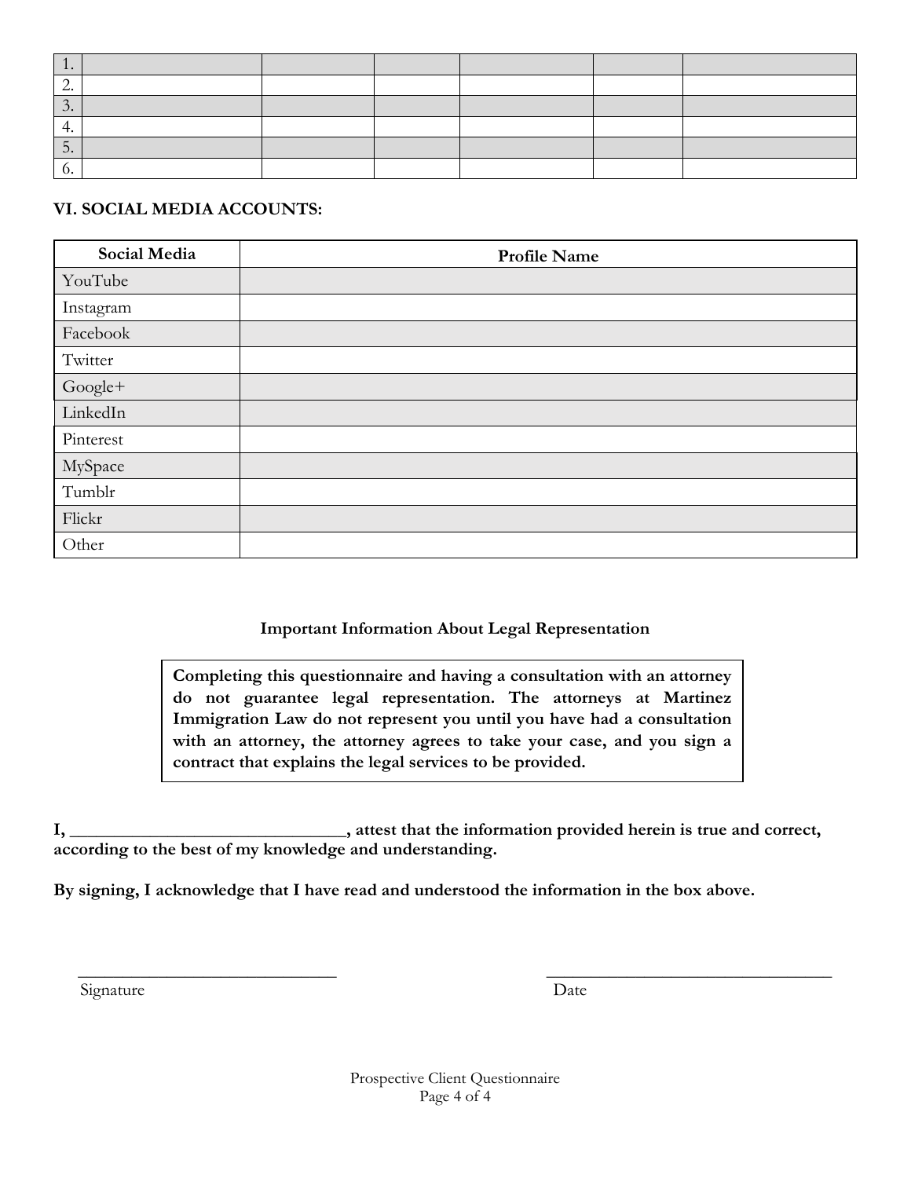| | | | | | | |
|---|---|---|---|---|---|---|
| 1. | | | | | | |
| 2. | | | | | | |
| 3. | | | | | | |
| 4. | | | | | | |
| 5. | | | | | | |
| 6. | | | | | | |

### VI. SOCIAL MEDIA ACCOUNTS:

| Social Media | Profile Name |
|---|---|
| YouTube | |
| Instagram | |
| Facebook | |
| Twitter | |
| Google+ | |
| LinkedIn | |
| Pinterest | |
| MySpace | |
| Tumblr | |
| Flickr | |
| Other | |

**Important Information About Legal Representation**

**Completing this questionnaire and having a consultation with an attorney do not guarantee legal representation. The attorneys at Martinez Immigration Law do not represent you until you have had a consultation with an attorney, the attorney agrees to take your case, and you sign a contract that explains the legal services to be provided.**

**I, ______________________________, attest that the information provided herein is true and correct, according to the best of my knowledge and understanding.**

**By signing, I acknowledge that I have read and understood the information in the box above.**

______________________________ Signature

______________________________ Date